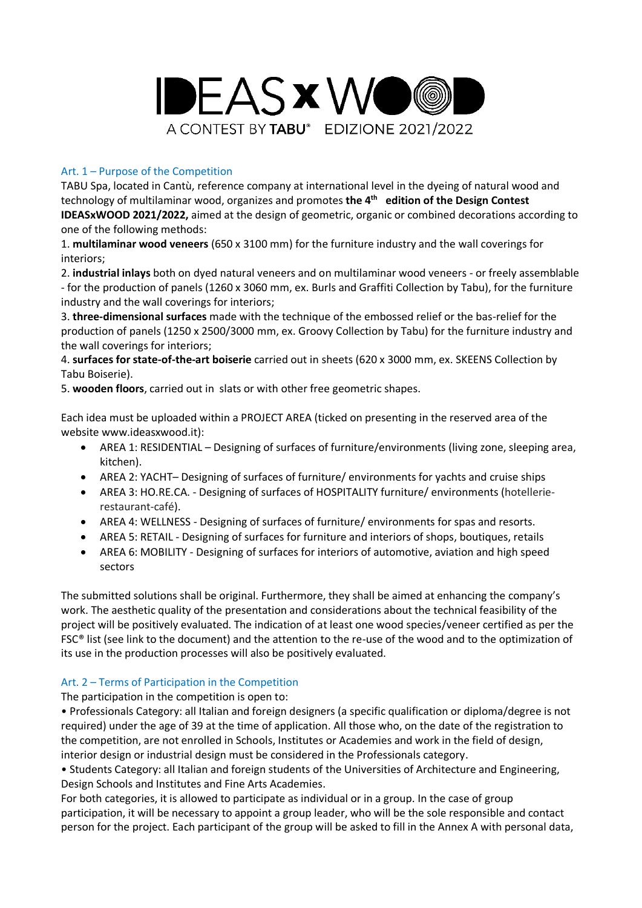# IDEASxWOOD

A CONTEST BY TABU® EDIZIONE 2021/2022

## Art. 1 – Purpose of the Competition

TABU Spa, located in Cantù, reference company at international level in the dyeing of natural wood and technology of multilaminar wood, organizes and promotes **the 4th edition of the Design Contest IDEASxWOOD 2021/2022,** aimed at the design of geometric, organic or combined decorations according to one of the following methods:

1. **multilaminar wood veneers** (650 x 3100 mm) for the furniture industry and the wall coverings for interiors;
2. **industrial inlays** both on dyed natural veneers and on multilaminar wood veneers - or freely assemblable - for the production of panels (1260 x 3060 mm, ex. Burls and Graffiti Collection by Tabu), for the furniture industry and the wall coverings for interiors;
3. **three-dimensional surfaces** made with the technique of the embossed relief or the bas-relief for the production of panels (1250 x 2500/3000 mm, ex. Groovy Collection by Tabu) for the furniture industry and the wall coverings for interiors;
4. **surfaces for state-of-the-art boiserie** carried out in sheets (620 x 3000 mm, ex. SKEENS Collection by Tabu Boiserie).
5. **wooden floors**, carried out in slats or with other free geometric shapes.

Each idea must be uploaded within a PROJECT AREA (ticked on presenting in the reserved area of the website www.ideasxwood.it):

- AREA 1: RESIDENTIAL – Designing of surfaces of furniture/environments (living zone, sleeping area, kitchen).
- AREA 2: YACHT– Designing of surfaces of furniture/ environments for yachts and cruise ships
- AREA 3: HO.RE.CA. - Designing of surfaces of HOSPITALITY furniture/ environments (hotellerie-restaurant-café).
- AREA 4: WELLNESS - Designing of surfaces of furniture/ environments for spas and resorts.
- AREA 5: RETAIL - Designing of surfaces for furniture and interiors of shops, boutiques, retails
- AREA 6: MOBILITY - Designing of surfaces for interiors of automotive, aviation and high speed sectors

The submitted solutions shall be original. Furthermore, they shall be aimed at enhancing the company's work. The aesthetic quality of the presentation and considerations about the technical feasibility of the project will be positively evaluated. The indication of at least one wood species/veneer certified as per the FSC® list (see link to the document) and the attention to the re-use of the wood and to the optimization of its use in the production processes will also be positively evaluated.

## Art. 2 – Terms of Participation in the Competition

The participation in the competition is open to:

- Professionals Category: all Italian and foreign designers (a specific qualification or diploma/degree is not required) under the age of 39 at the time of application. All those who, on the date of the registration to the competition, are not enrolled in Schools, Institutes or Academies and work in the field of design, interior design or industrial design must be considered in the Professionals category.
- Students Category: all Italian and foreign students of the Universities of Architecture and Engineering, Design Schools and Institutes and Fine Arts Academies.

For both categories, it is allowed to participate as individual or in a group. In the case of group participation, it will be necessary to appoint a group leader, who will be the sole responsible and contact person for the project. Each participant of the group will be asked to fill in the Annex A with personal data,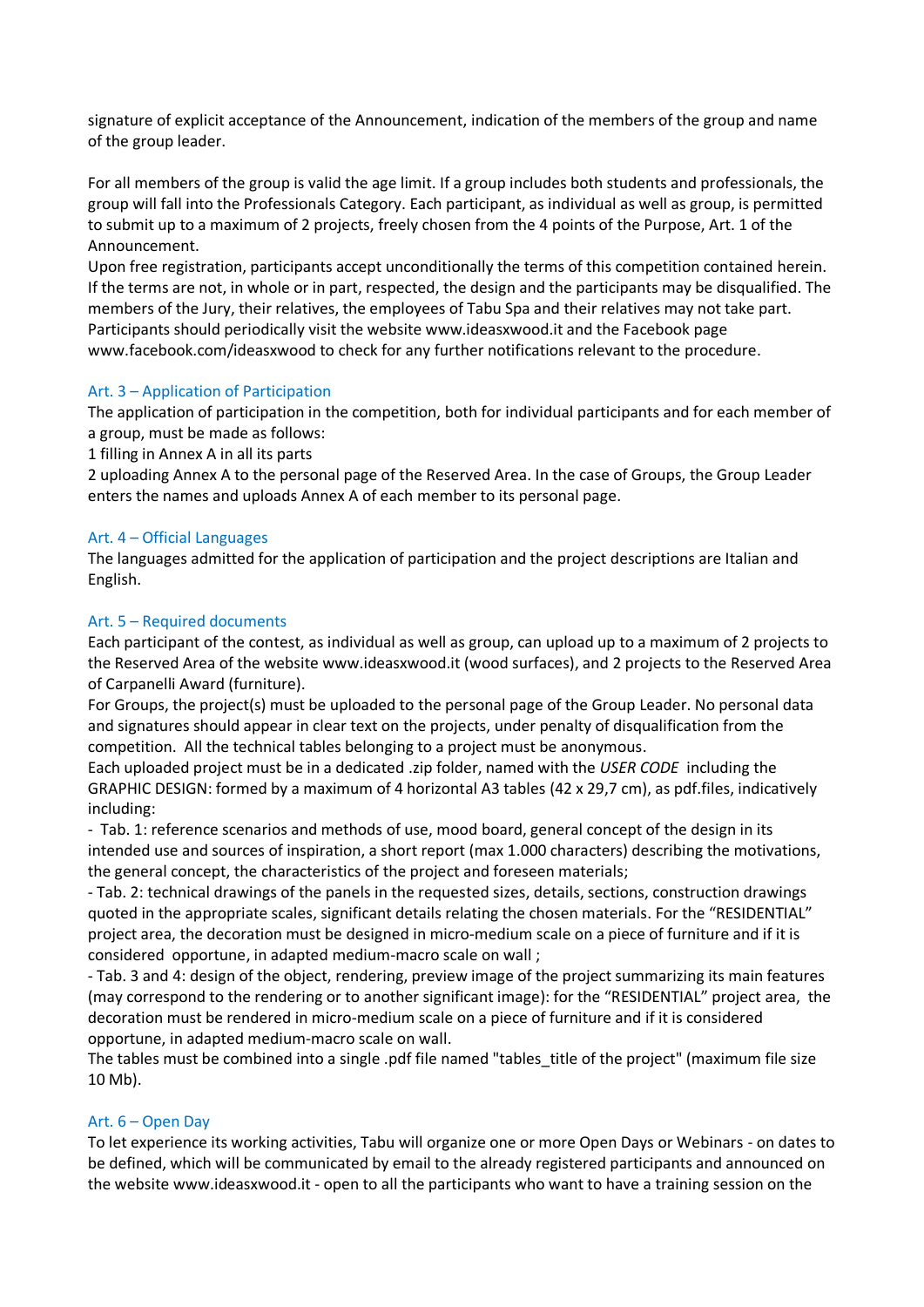signature of explicit acceptance of the Announcement, indication of the members of the group and name of the group leader.

For all members of the group is valid the age limit. If a group includes both students and professionals, the group will fall into the Professionals Category. Each participant, as individual as well as group, is permitted to submit up to a maximum of 2 projects, freely chosen from the 4 points of the Purpose, Art. 1 of the Announcement.
Upon free registration, participants accept unconditionally the terms of this competition contained herein. If the terms are not, in whole or in part, respected, the design and the participants may be disqualified. The members of the Jury, their relatives, the employees of Tabu Spa and their relatives may not take part.
Participants should periodically visit the website www.ideasxwood.it and the Facebook page www.facebook.com/ideasxwood to check for any further notifications relevant to the procedure.

## Art. 3 – Application of Participation

The application of participation in the competition, both for individual participants and for each member of a group, must be made as follows:
1 filling in Annex A in all its parts
2 uploading Annex A to the personal page of the Reserved Area. In the case of Groups, the Group Leader enters the names and uploads Annex A of each member to its personal page.

## Art. 4 – Official Languages

The languages admitted for the application of participation and the project descriptions are Italian and English.

## Art. 5 – Required documents

Each participant of the contest, as individual as well as group, can upload up to a maximum of 2 projects to the Reserved Area of the website www.ideasxwood.it (wood surfaces), and 2 projects to the Reserved Area of Carpanelli Award (furniture).
For Groups, the project(s) must be uploaded to the personal page of the Group Leader. No personal data and signatures should appear in clear text on the projects, under penalty of disqualification from the competition. All the technical tables belonging to a project must be anonymous.
Each uploaded project must be in a dedicated .zip folder, named with the *USER CODE* including the GRAPHIC DESIGN: formed by a maximum of 4 horizontal A3 tables (42 x 29,7 cm), as pdf.files, indicatively including:
- Tab. 1: reference scenarios and methods of use, mood board, general concept of the design in its intended use and sources of inspiration, a short report (max 1.000 characters) describing the motivations, the general concept, the characteristics of the project and foreseen materials;
- Tab. 2: technical drawings of the panels in the requested sizes, details, sections, construction drawings quoted in the appropriate scales, significant details relating the chosen materials. For the "RESIDENTIAL" project area, the decoration must be designed in micro-medium scale on a piece of furniture and if it is considered opportune, in adapted medium-macro scale on wall ;
- Tab. 3 and 4: design of the object, rendering, preview image of the project summarizing its main features (may correspond to the rendering or to another significant image): for the "RESIDENTIAL" project area, the decoration must be rendered in micro-medium scale on a piece of furniture and if it is considered opportune, in adapted medium-macro scale on wall.
The tables must be combined into a single .pdf file named "tables_title of the project" (maximum file size 10 Mb).

## Art. 6 – Open Day

To let experience its working activities, Tabu will organize one or more Open Days or Webinars - on dates to be defined, which will be communicated by email to the already registered participants and announced on the website www.ideasxwood.it - open to all the participants who want to have a training session on the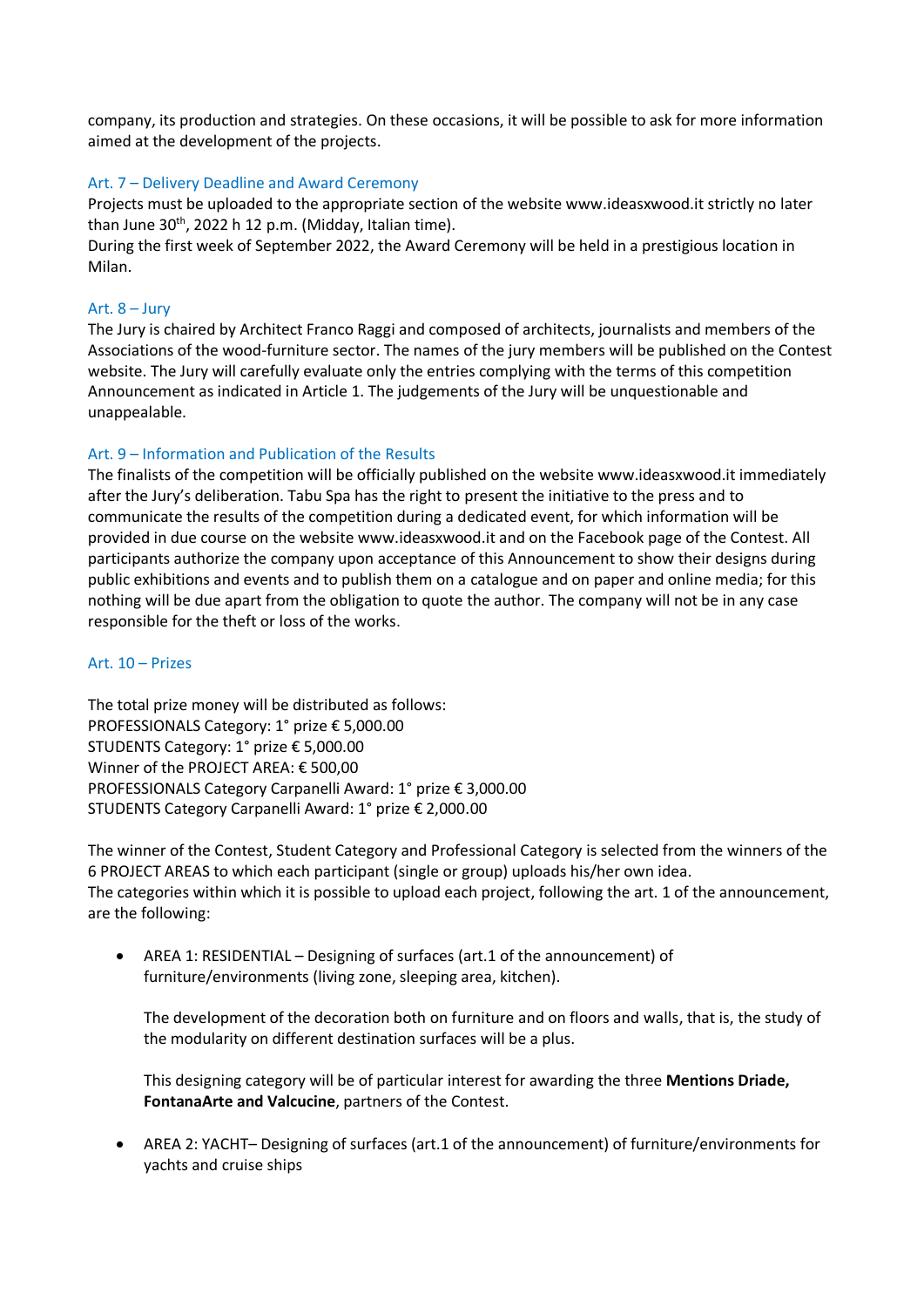company, its production and strategies. On these occasions, it will be possible to ask for more information aimed at the development of the projects.

## Art. 7 – Delivery Deadline and Award Ceremony

Projects must be uploaded to the appropriate section of the website www.ideasxwood.it strictly no later than June 30th, 2022 h 12 p.m. (Midday, Italian time).
During the first week of September 2022, the Award Ceremony will be held in a prestigious location in Milan.

## Art. 8 – Jury

The Jury is chaired by Architect Franco Raggi and composed of architects, journalists and members of the Associations of the wood-furniture sector. The names of the jury members will be published on the Contest website. The Jury will carefully evaluate only the entries complying with the terms of this competition Announcement as indicated in Article 1. The judgements of the Jury will be unquestionable and unappealable.

## Art. 9 – Information and Publication of the Results

The finalists of the competition will be officially published on the website www.ideasxwood.it immediately after the Jury's deliberation. Tabu Spa has the right to present the initiative to the press and to communicate the results of the competition during a dedicated event, for which information will be provided in due course on the website www.ideasxwood.it and on the Facebook page of the Contest. All participants authorize the company upon acceptance of this Announcement to show their designs during public exhibitions and events and to publish them on a catalogue and on paper and online media; for this nothing will be due apart from the obligation to quote the author. The company will not be in any case responsible for the theft or loss of the works.

## Art. 10 – Prizes

The total prize money will be distributed as follows:
PROFESSIONALS Category: 1° prize € 5,000.00
STUDENTS Category: 1° prize € 5,000.00
Winner of the PROJECT AREA: € 500,00
PROFESSIONALS Category Carpanelli Award: 1° prize € 3,000.00
STUDENTS Category Carpanelli Award: 1° prize € 2,000.00

The winner of the Contest, Student Category and Professional Category is selected from the winners of the 6 PROJECT AREAS to which each participant (single or group) uploads his/her own idea.
The categories within which it is possible to upload each project, following the art. 1 of the announcement, are the following:

- AREA 1: RESIDENTIAL – Designing of surfaces (art.1 of the announcement) of furniture/environments (living zone, sleeping area, kitchen).

  The development of the decoration both on furniture and on floors and walls, that is, the study of the modularity on different destination surfaces will be a plus.

  This designing category will be of particular interest for awarding the three **Mentions Driade, FontanaArte and Valcucine**, partners of the Contest.

- AREA 2: YACHT– Designing of surfaces (art.1 of the announcement) of furniture/environments for yachts and cruise ships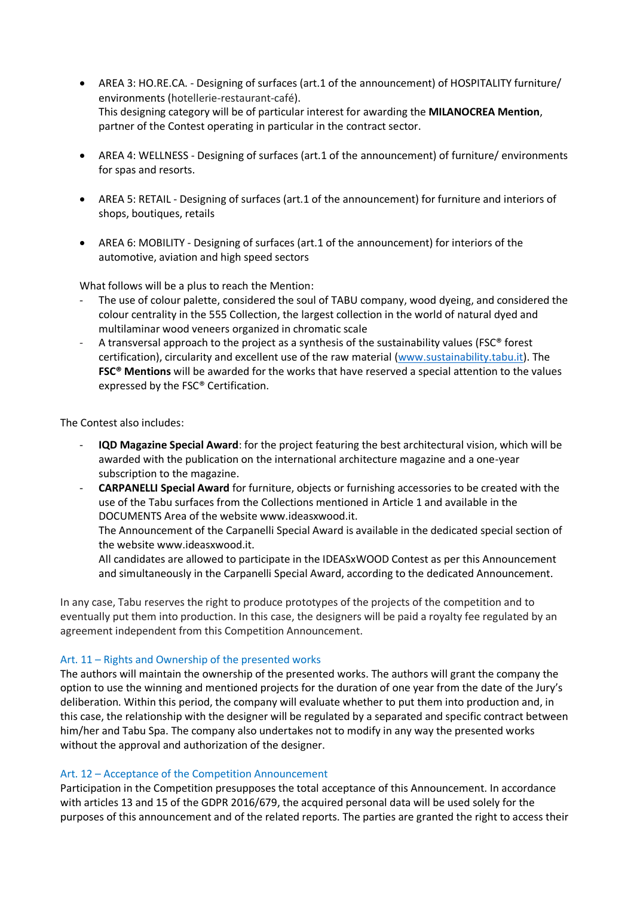- AREA 3: HO.RE.CA. - Designing of surfaces (art.1 of the announcement) of HOSPITALITY furniture/ environments (hotellerie-restaurant-café).
  This designing category will be of particular interest for awarding the **MILANOCREA Mention**, partner of the Contest operating in particular in the contract sector.

- AREA 4: WELLNESS - Designing of surfaces (art.1 of the announcement) of furniture/ environments for spas and resorts.

- AREA 5: RETAIL - Designing of surfaces (art.1 of the announcement) for furniture and interiors of shops, boutiques, retails

- AREA 6: MOBILITY - Designing of surfaces (art.1 of the announcement) for interiors of the automotive, aviation and high speed sectors

What follows will be a plus to reach the Mention:

- The use of colour palette, considered the soul of TABU company, wood dyeing, and considered the colour centrality in the 555 Collection, the largest collection in the world of natural dyed and multilaminar wood veneers organized in chromatic scale
- A transversal approach to the project as a synthesis of the sustainability values (FSC® forest certification), circularity and excellent use of the raw material ([www.sustainability.tabu.it](www.sustainability.tabu.it)). The **FSC® Mentions** will be awarded for the works that have reserved a special attention to the values expressed by the FSC® Certification.

The Contest also includes:

- **IQD Magazine Special Award**: for the project featuring the best architectural vision, which will be awarded with the publication on the international architecture magazine and a one-year subscription to the magazine.
- **CARPANELLI Special Award** for furniture, objects or furnishing accessories to be created with the use of the Tabu surfaces from the Collections mentioned in Article 1 and available in the DOCUMENTS Area of the website www.ideasxwood.it.
  The Announcement of the Carpanelli Special Award is available in the dedicated special section of the website www.ideasxwood.it.
  All candidates are allowed to participate in the IDEASxWOOD Contest as per this Announcement and simultaneously in the Carpanelli Special Award, according to the dedicated Announcement.

In any case, Tabu reserves the right to produce prototypes of the projects of the competition and to eventually put them into production. In this case, the designers will be paid a royalty fee regulated by an agreement independent from this Competition Announcement.

### Art. 11 – Rights and Ownership of the presented works

The authors will maintain the ownership of the presented works. The authors will grant the company the option to use the winning and mentioned projects for the duration of one year from the date of the Jury's deliberation. Within this period, the company will evaluate whether to put them into production and, in this case, the relationship with the designer will be regulated by a separated and specific contract between him/her and Tabu Spa. The company also undertakes not to modify in any way the presented works without the approval and authorization of the designer.

### Art. 12 – Acceptance of the Competition Announcement

Participation in the Competition presupposes the total acceptance of this Announcement. In accordance with articles 13 and 15 of the GDPR 2016/679, the acquired personal data will be used solely for the purposes of this announcement and of the related reports. The parties are granted the right to access their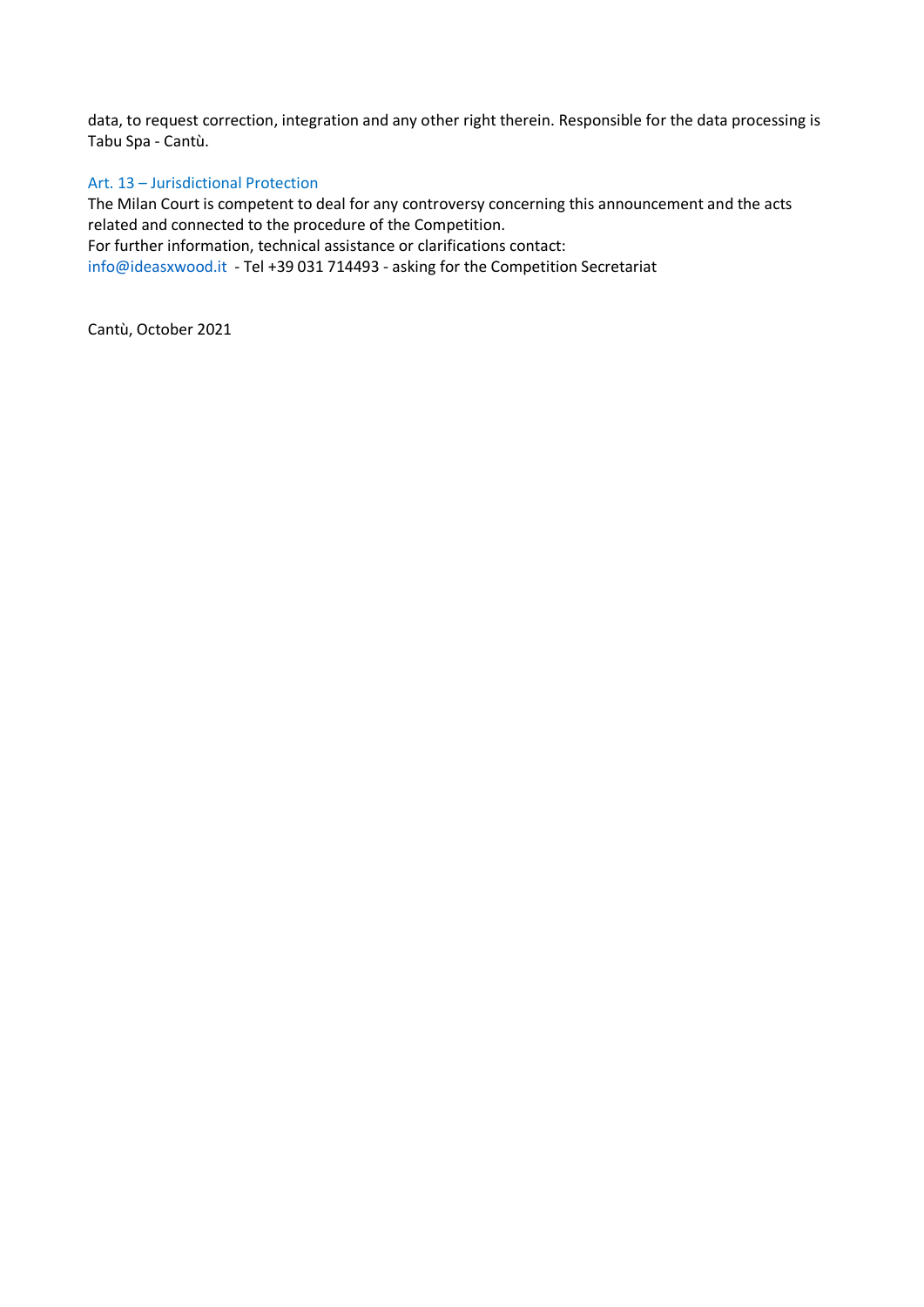data, to request correction, integration and any other right therein. Responsible for the data processing is Tabu Spa - Cantù.

### Art. 13 – Jurisdictional Protection

The Milan Court is competent to deal for any controversy concerning this announcement and the acts related and connected to the procedure of the Competition.
For further information, technical assistance or clarifications contact:
info@ideasxwood.it - Tel +39 031 714493 - asking for the Competition Secretariat

Cantù, October 2021